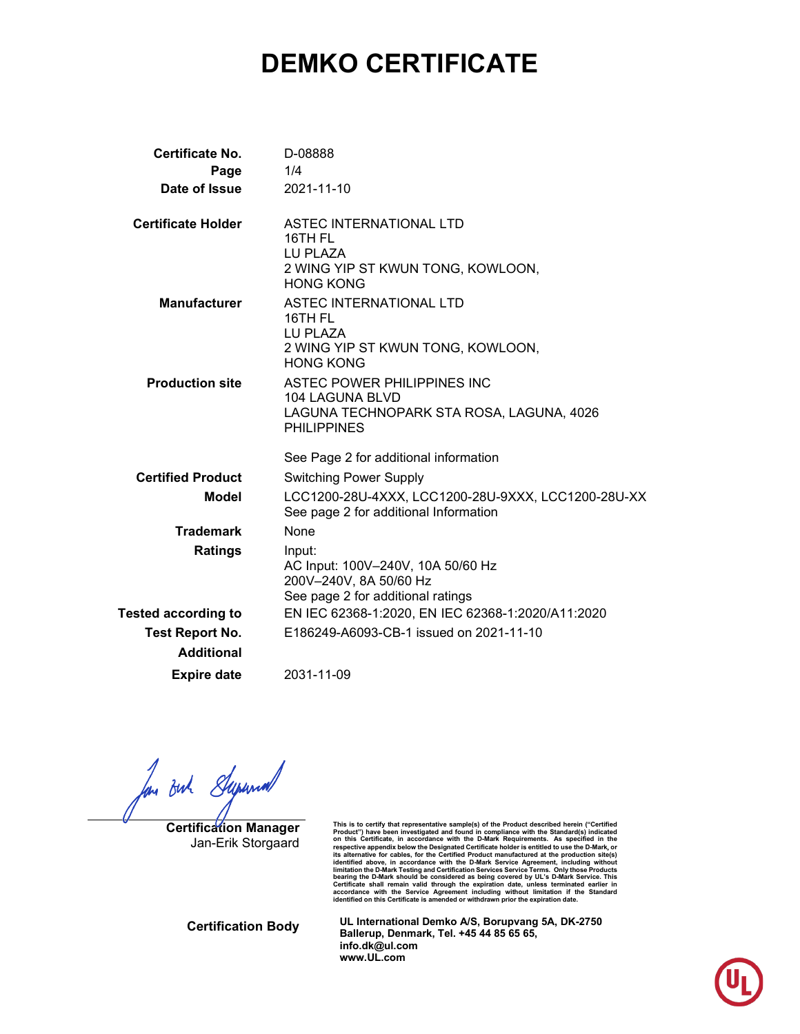# DEMKO CERTIFICATE

| | |
|---|---|
| **Certificate No.** | D-08888 |
| **Page** | 1/4 |
| **Date of Issue** | 2021-11-10 |
| **Certificate Holder** | ASTEC INTERNATIONAL LTD<br>16TH FL<br>LU PLAZA<br>2 WING YIP ST KWUN TONG, KOWLOON,<br>HONG KONG |
| **Manufacturer** | ASTEC INTERNATIONAL LTD<br>16TH FL<br>LU PLAZA<br>2 WING YIP ST KWUN TONG, KOWLOON,<br>HONG KONG |
| **Production site** | ASTEC POWER PHILIPPINES INC<br>104 LAGUNA BLVD<br>LAGUNA TECHNOPARK STA ROSA, LAGUNA, 4026<br>PHILIPPINES<br><br>See Page 2 for additional information |
| **Certified Product** | Switching Power Supply |
| **Model** | LCC1200-28U-4XXX, LCC1200-28U-9XXX, LCC1200-28U-XX<br>See page 2 for additional Information |
| **Trademark** | None |
| **Ratings** | Input:<br>AC Input: 100V–240V, 10A 50/60 Hz<br>200V–240V, 8A 50/60 Hz<br>See page 2 for additional ratings |
| **Tested according to** | EN IEC 62368-1:2020, EN IEC 62368-1:2020/A11:2020 |
| **Test Report No.** | E186249-A6093-CB-1 issued on 2021-11-10 |
| **Additional** | |
| **Expire date** | 2031-11-09 |

**Certification Manager**
Jan-Erik Storgaard

**This is to certify that representative sample(s) of the Product described herein ("Certified Product") have been investigated and found in compliance with the Standard(s) indicated on this Certificate, in accordance with the D-Mark Requirements. As specified in the respective appendix below the Designated Certificate holder is entitled to use the D-Mark, or its alternative for cables, for the Certified Product manufactured at the production site(s) identified above, in accordance with the D-Mark Service Agreement, including without limitation the D-Mark Testing and Certification Services Service Terms. Only those Products bearing the D-Mark should be considered as being covered by UL's D-Mark Service. This Certificate shall remain valid through the expiration date, unless terminated earlier in accordance with the Service Agreement including without limitation if the Standard identified on this Certificate is amended or withdrawn prior the expiration date.**

**Certification Body**

**UL International Demko A/S, Borupvang 5A, DK-2750 Ballerup, Denmark, Tel. +45 44 85 65 65, info.dk@ul.com www.UL.com**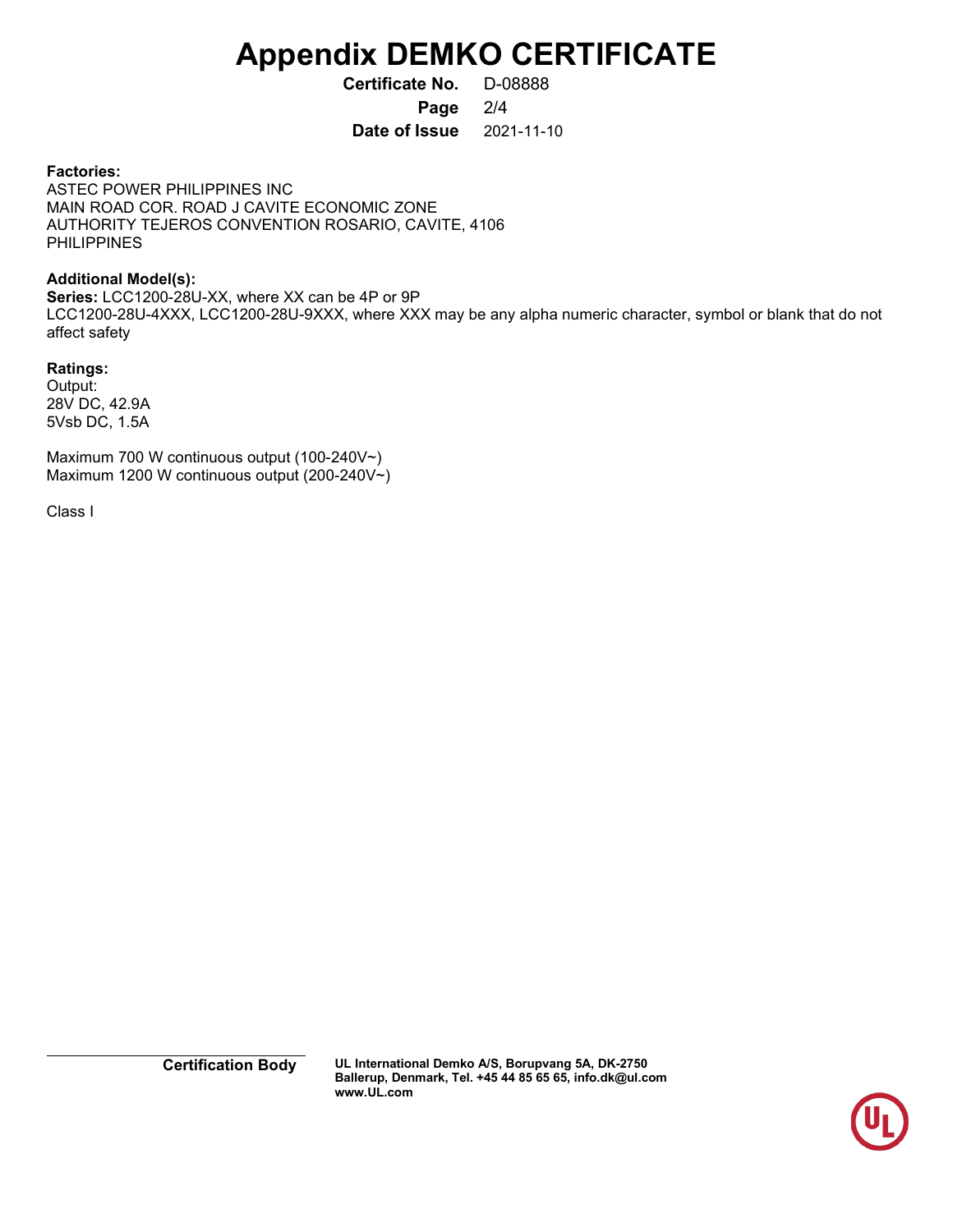# Appendix DEMKO CERTIFICATE

**Certificate No.** D-08888

**Date of Issue** 2021-11-10

**Factories:**
ASTEC POWER PHILIPPINES INC
MAIN ROAD COR. ROAD J CAVITE ECONOMIC ZONE
AUTHORITY TEJEROS CONVENTION ROSARIO, CAVITE, 4106
PHILIPPINES

**Additional Model(s):**
**Series:** LCC1200-28U-XX, where XX can be 4P or 9P
LCC1200-28U-4XXX, LCC1200-28U-9XXX, where XXX may be any alpha numeric character, symbol or blank that do not affect safety

**Ratings:**
Output:
28V DC, 42.9A
5Vsb DC, 1.5A

Maximum 700 W continuous output (100-240V~)
Maximum 1200 W continuous output (200-240V~)

Class I

**Certification Body** UL International Demko A/S, Borupvang 5A, DK-2750 Ballerup, Denmark, Tel. +45 44 85 65 65, info.dk@ul.com www.UL.com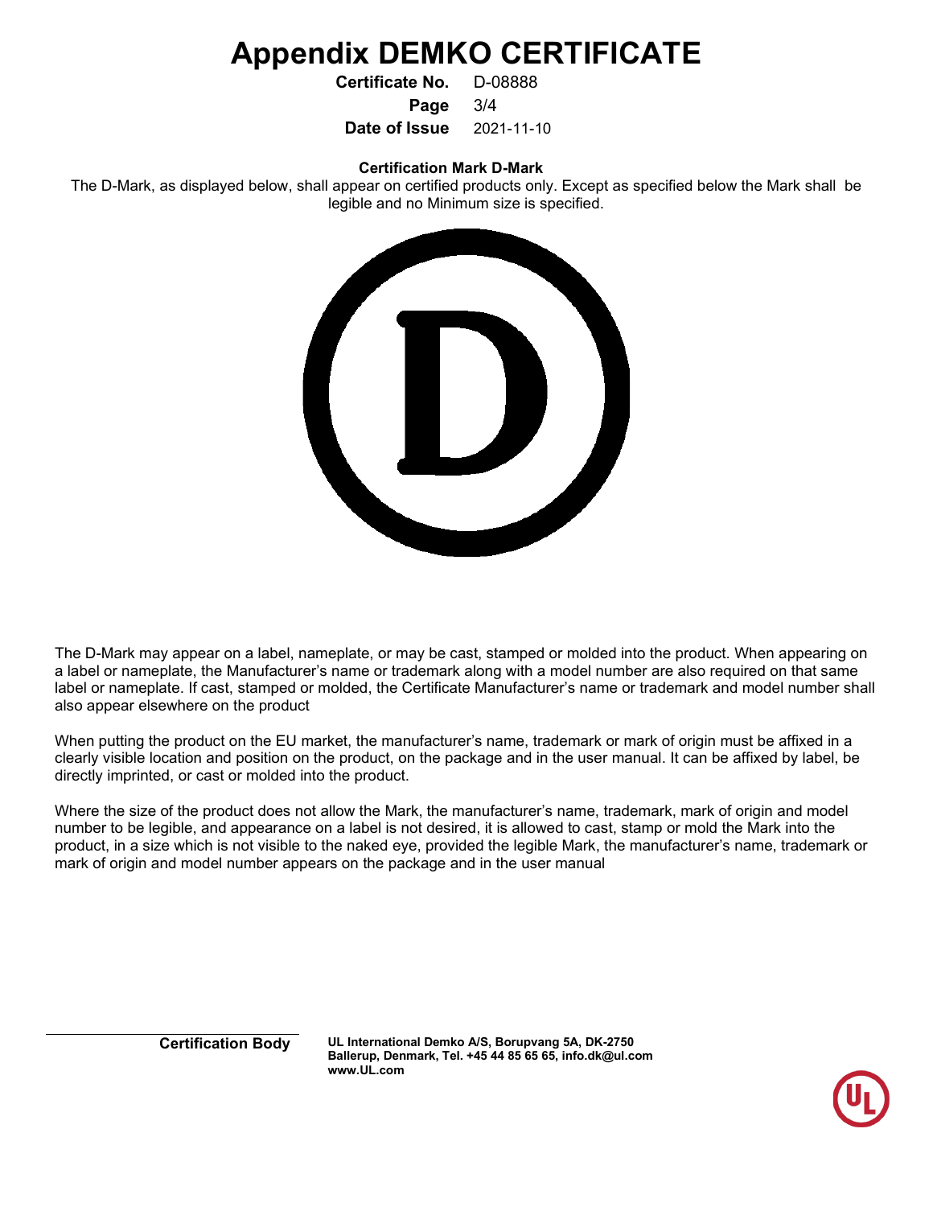# Appendix DEMKO CERTIFICATE

**Certificate No.** D-08888

**Page** 3/4

**Date of Issue** 2021-11-10

**Certification Mark D-Mark**

The D-Mark, as displayed below, shall appear on certified products only. Except as specified below the Mark shall be legible and no Minimum size is specified.

The D-Mark may appear on a label, nameplate, or may be cast, stamped or molded into the product. When appearing on a label or nameplate, the Manufacturer's name or trademark along with a model number are also required on that same label or nameplate. If cast, stamped or molded, the Certificate Manufacturer's name or trademark and model number shall also appear elsewhere on the product

When putting the product on the EU market, the manufacturer's name, trademark or mark of origin must be affixed in a clearly visible location and position on the product, on the package and in the user manual. It can be affixed by label, be directly imprinted, or cast or molded into the product.

Where the size of the product does not allow the Mark, the manufacturer's name, trademark, mark of origin and model number to be legible, and appearance on a label is not desired, it is allowed to cast, stamp or mold the Mark into the product, in a size which is not visible to the naked eye, provided the legible Mark, the manufacturer's name, trademark or mark of origin and model number appears on the package and in the user manual

**Certification Body** **UL International Demko A/S, Borupvang 5A, DK-2750 Ballerup, Denmark, Tel. +45 44 85 65 65, info.dk@ul.com www.UL.com**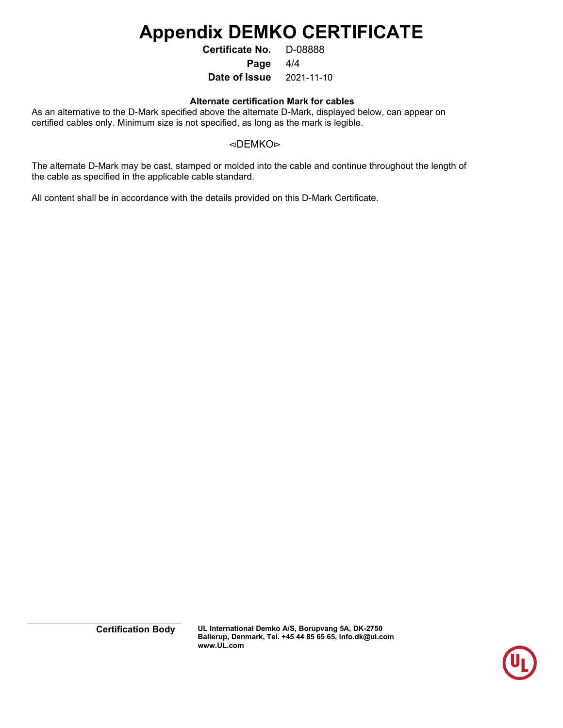# Appendix DEMKO CERTIFICATE

**Certificate No.** D-08888

**Date of Issue** 2021-11-10

### Alternate certification Mark for cables

As an alternative to the D-Mark specified above the alternate D-Mark, displayed below, can appear on certified cables only. Minimum size is not specified, as long as the mark is legible.

⊲DEMKO⊳

The alternate D-Mark may be cast, stamped or molded into the cable and continue throughout the length of the cable as specified in the applicable cable standard.

All content shall be in accordance with the details provided on this D-Mark Certificate.

**Certification Body** **UL International Demko A/S, Borupvang 5A, DK-2750 Ballerup, Denmark, Tel. +45 44 85 65 65, info.dk@ul.com www.UL.com**